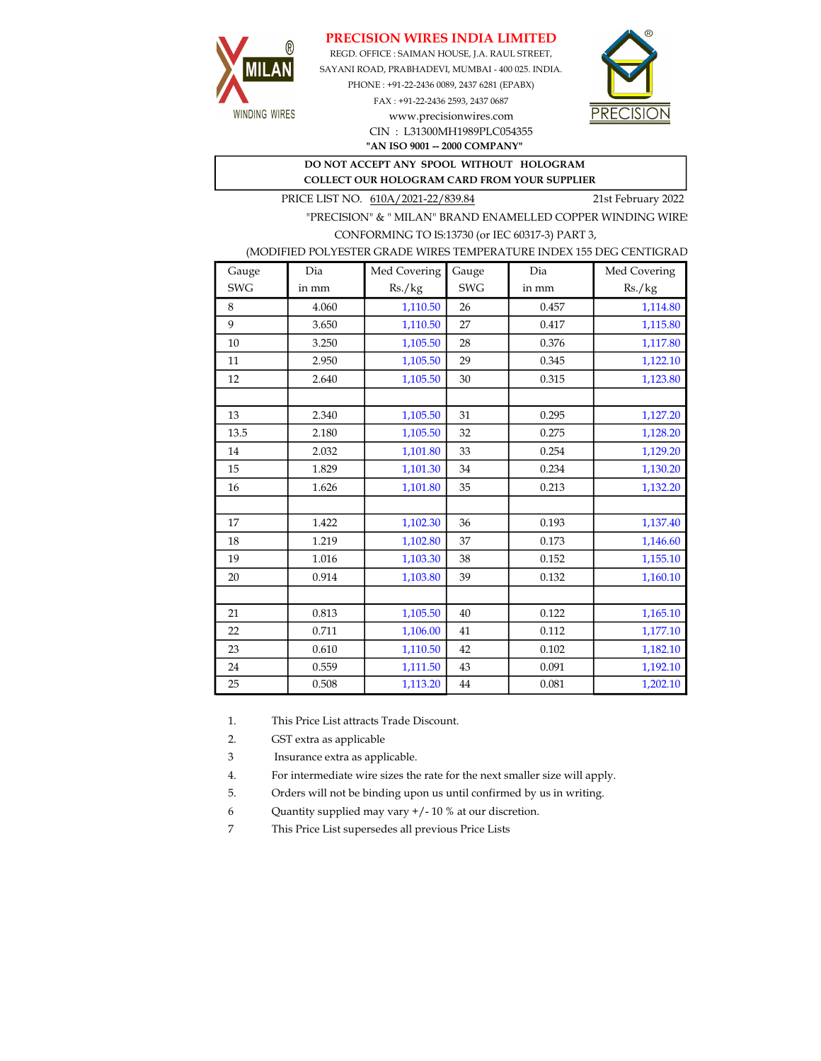MILAN® WINDING WIRES

# PRECISION WIRES INDIA LIMITED

REGD. OFFICE : SAIMAN HOUSE, J.A. RAUL STREET,
SAYANI ROAD, PRABHADEVI, MUMBAI - 400 025. INDIA.
PHONE : +91-22-2436 0089, 2437 6281 (EPABX)
FAX : +91-22-2436 2593, 2437 0687
www.precisionwires.com
CIN : L31300MH1989PLC054355
**"AN ISO 9001 -- 2000 COMPANY"**

PRECISION®

**DO NOT ACCEPT ANY SPOOL WITHOUT HOLOGRAM**
**COLLECT OUR HOLOGRAM CARD FROM YOUR SUPPLIER**

PRICE LIST NO. 610A/2021-22/839.84 — 21st February 2022

"PRECISION" & " MILAN" BRAND ENAMELLED COPPER WINDING WIRES
CONFORMING TO IS:13730 (or IEC 60317-3) PART 3,
(MODIFIED POLYESTER GRADE WIRES TEMPERATURE INDEX 155 DEG CENTIGRADE

| Gauge SWG | Dia in mm | Med Covering Rs./kg | Gauge SWG | Dia in mm | Med Covering Rs./kg |
|---|---|---|---|---|---|
| 8 | 4.060 | 1,110.50 | 26 | 0.457 | 1,114.80 |
| 9 | 3.650 | 1,110.50 | 27 | 0.417 | 1,115.80 |
| 10 | 3.250 | 1,105.50 | 28 | 0.376 | 1,117.80 |
| 11 | 2.950 | 1,105.50 | 29 | 0.345 | 1,122.10 |
| 12 | 2.640 | 1,105.50 | 30 | 0.315 | 1,123.80 |
| | | | | | |
| 13 | 2.340 | 1,105.50 | 31 | 0.295 | 1,127.20 |
| 13.5 | 2.180 | 1,105.50 | 32 | 0.275 | 1,128.20 |
| 14 | 2.032 | 1,101.80 | 33 | 0.254 | 1,129.20 |
| 15 | 1.829 | 1,101.30 | 34 | 0.234 | 1,130.20 |
| 16 | 1.626 | 1,101.80 | 35 | 0.213 | 1,132.20 |
| | | | | | |
| 17 | 1.422 | 1,102.30 | 36 | 0.193 | 1,137.40 |
| 18 | 1.219 | 1,102.80 | 37 | 0.173 | 1,146.60 |
| 19 | 1.016 | 1,103.30 | 38 | 0.152 | 1,155.10 |
| 20 | 0.914 | 1,103.80 | 39 | 0.132 | 1,160.10 |
| | | | | | |
| 21 | 0.813 | 1,105.50 | 40 | 0.122 | 1,165.10 |
| 22 | 0.711 | 1,106.00 | 41 | 0.112 | 1,177.10 |
| 23 | 0.610 | 1,110.50 | 42 | 0.102 | 1,182.10 |
| 24 | 0.559 | 1,111.50 | 43 | 0.091 | 1,192.10 |
| 25 | 0.508 | 1,113.20 | 44 | 0.081 | 1,202.10 |

1. This Price List attracts Trade Discount.
2. GST extra as applicable
3 Insurance extra as applicable.
4. For intermediate wire sizes the rate for the next smaller size will apply.
5. Orders will not be binding upon us until confirmed by us in writing.
6 Quantity supplied may vary +/- 10 % at our discretion.
7 This Price List supersedes all previous Price Lists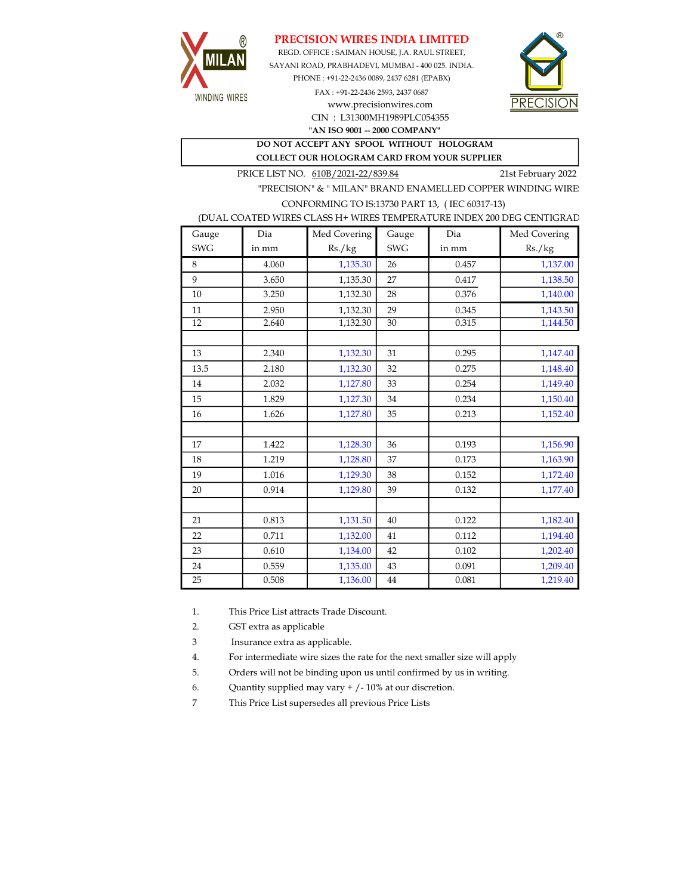# PRECISION WIRES INDIA LIMITED

REGD. OFFICE : SAIMAN HOUSE, J.A. RAUL STREET,
SAYANI ROAD, PRABHADEVI, MUMBAI - 400 025. INDIA.
PHONE : +91-22-2436 0089, 2437 6281 (EPABX)
FAX : +91-22-2436 2593, 2437 0687
www.precisionwires.com
CIN : L31300MH1989PLC054355
**"AN ISO 9001 -- 2000 COMPANY"**

MILAN® WINDING WIRES

PRECISION®

**DO NOT ACCEPT ANY SPOOL WITHOUT HOLOGRAM**
**COLLECT OUR HOLOGRAM CARD FROM YOUR SUPPLIER**

PRICE LIST NO. 610B/2021-22/839.84 — 21st February 2022

"PRECISION" & " MILAN" BRAND ENAMELLED COPPER WINDING WIRES

CONFORMING TO IS:13730 PART 13, ( IEC 60317-13)

(DUAL COATED WIRES CLASS H+ WIRES TEMPERATURE INDEX 200 DEG CENTIGRAD

| Gauge SWG | Dia in mm | Med Covering Rs./kg | Gauge SWG | Dia in mm | Med Covering Rs./kg |
|---|---|---|---|---|---|
| 8 | 4.060 | 1,135.30 | 26 | 0.457 | 1,137.00 |
| 9 | 3.650 | 1,135.30 | 27 | 0.417 | 1,138.50 |
| 10 | 3.250 | 1,132.30 | 28 | 0.376 | 1,140.00 |
| 11 | 2.950 | 1,132.30 | 29 | 0.345 | 1,143.50 |
| 12 | 2.640 | 1,132.30 | 30 | 0.315 | 1,144.50 |
| | | | | | |
| 13 | 2.340 | 1,132.30 | 31 | 0.295 | 1,147.40 |
| 13.5 | 2.180 | 1,132.30 | 32 | 0.275 | 1,148.40 |
| 14 | 2.032 | 1,127.80 | 33 | 0.254 | 1,149.40 |
| 15 | 1.829 | 1,127.30 | 34 | 0.234 | 1,150.40 |
| 16 | 1.626 | 1,127.80 | 35 | 0.213 | 1,152.40 |
| | | | | | |
| 17 | 1.422 | 1,128.30 | 36 | 0.193 | 1,156.90 |
| 18 | 1.219 | 1,128.80 | 37 | 0.173 | 1,163.90 |
| 19 | 1.016 | 1,129.30 | 38 | 0.152 | 1,172.40 |
| 20 | 0.914 | 1,129.80 | 39 | 0.132 | 1,177.40 |
| | | | | | |
| 21 | 0.813 | 1,131.50 | 40 | 0.122 | 1,182.40 |
| 22 | 0.711 | 1,132.00 | 41 | 0.112 | 1,194.40 |
| 23 | 0.610 | 1,134.00 | 42 | 0.102 | 1,202.40 |
| 24 | 0.559 | 1,135.00 | 43 | 0.091 | 1,209.40 |
| 25 | 0.508 | 1,136.00 | 44 | 0.081 | 1,219.40 |

1. This Price List attracts Trade Discount.
2. GST extra as applicable
3. Insurance extra as applicable.
4. For intermediate wire sizes the rate for the next smaller size will apply
5. Orders will not be binding upon us until confirmed by us in writing.
6. Quantity supplied may vary + /- 10% at our discretion.
7. This Price List supersedes all previous Price Lists